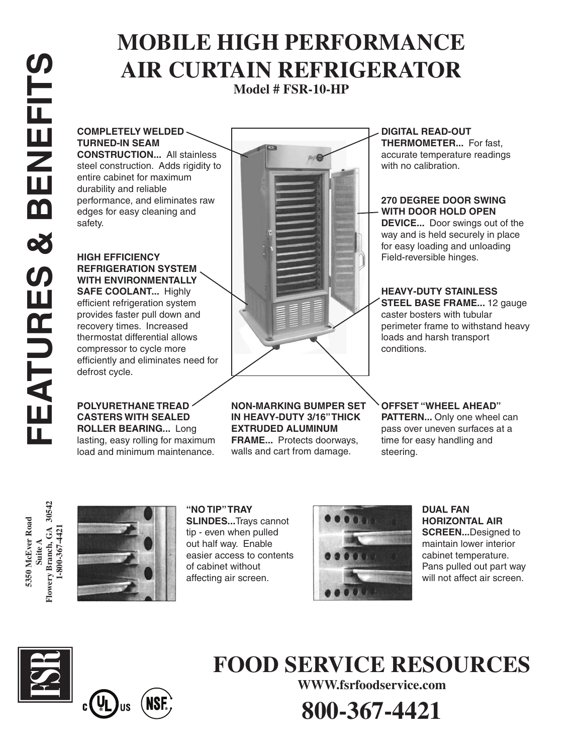# MOBILE HIGH PERFORMANCE AIR CURTAIN REFRIGERATOR

**Model # FSR-10-HP**

## FEATURES & BENEFITS

**COMPLETELY WELDED TURNED-IN SEAM CONSTRUCTION...** All stainless steel construction. Adds rigidity to entire cabinet for maximum durability and reliable performance, and eliminates raw edges for easy cleaning and safety.

**HIGH EFFICIENCY REFRIGERATION SYSTEM WITH ENVIRONMENTALLY SAFE COOLANT...** Highly efficient refrigeration system provides faster pull down and recovery times. Increased thermostat differential allows compressor to cycle more efficiently and eliminates need for defrost cycle.

**DIGITAL READ-OUT THERMOMETER...** For fast, accurate temperature readings with no calibration.

**270 DEGREE DOOR SWING WITH DOOR HOLD OPEN DEVICE...** Door swings out of the way and is held securely in place for easy loading and unloading Field-reversible hinges.

**HEAVY-DUTY STAINLESS STEEL BASE FRAME...** 12 gauge caster bosters with tubular perimeter frame to withstand heavy loads and harsh transport conditions.

**POLYURETHANE TREAD CASTERS WITH SEALED ROLLER BEARING...** Long lasting, easy rolling for maximum load and minimum maintenance.

**NON-MARKING BUMPER SET IN HEAVY-DUTY 3/16" THICK EXTRUDED ALUMINUM FRAME...** Protects doorways, walls and cart from damage.

**OFFSET "WHEEL AHEAD" PATTERN...** Only one wheel can pass over uneven surfaces at a time for easy handling and steering.

**"NO TIP" TRAY SLINDES...** Trays cannot tip - even when pulled out half way. Enable easier access to contents of cabinet without affecting air screen.

**DUAL FAN HORIZONTAL AIR SCREEN...** Designed to maintain lower interior cabinet temperature. Pans pulled out part way will not affect air screen.

5350 McEver Road
Suite A
Flowery Branch, GA 30542
1-800-367-4421

# FOOD SERVICE RESOURCES

WWW.fsrfoodservice.com

**800-367-4421**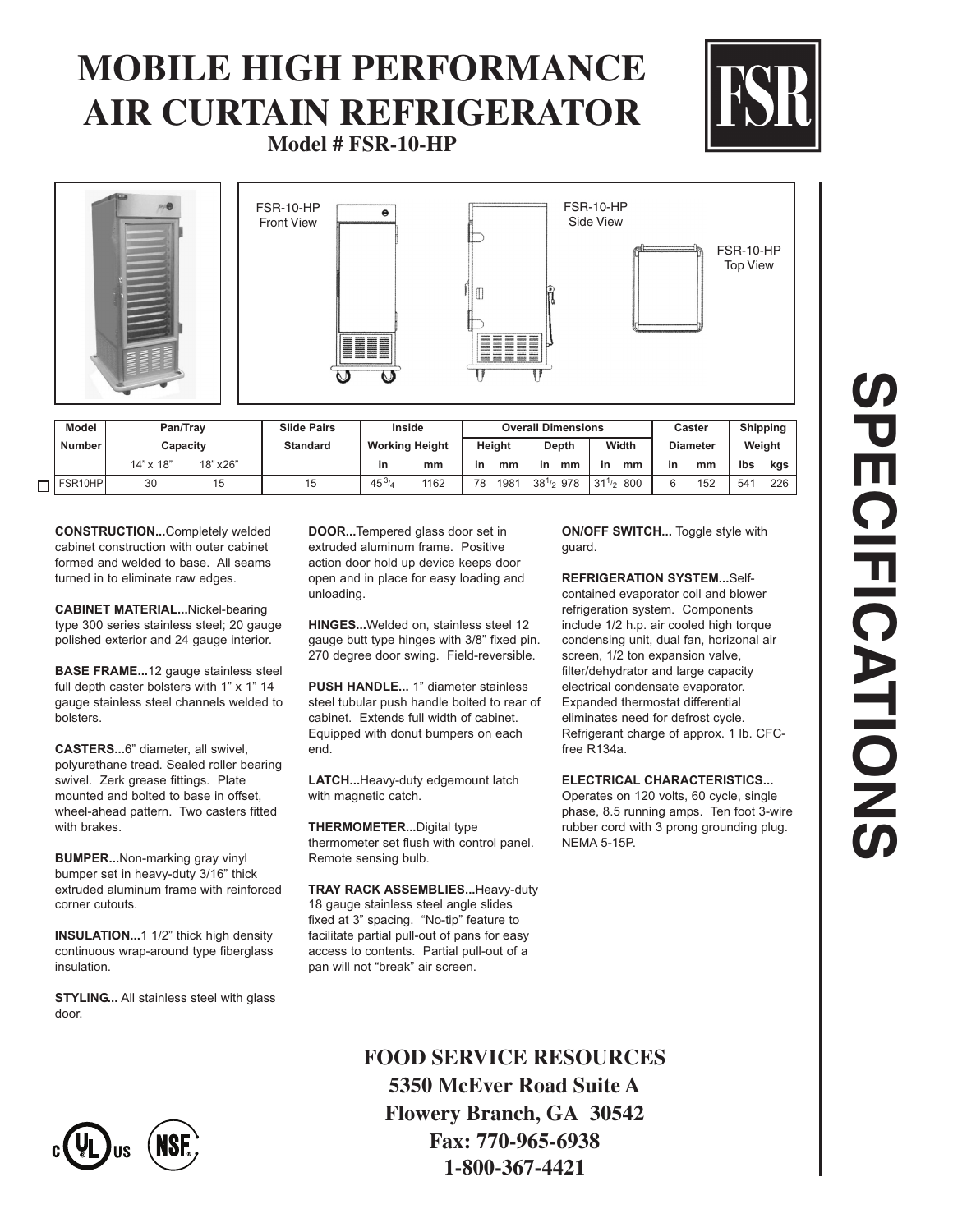# MOBILE HIGH PERFORMANCE AIR CURTAIN REFRIGERATOR

**Model # FSR-10-HP**

FSR

FSR-10-HP Front View

FSR-10-HP Side View

FSR-10-HP Top View

| Model Number | Pan/Tray Capacity | | Slide Pairs Standard | Inside Working Height | | Overall Dimensions | | | | | | Caster Diameter | | Shipping Weight | |
|---|---|---|---|---|---|---|---|---|---|---|---|---|---|---|---|
| | | | | | | Height | | Depth | | Width | | | | | |
| | 14" x 18" | 18" x26" | | in | mm | in | mm | in | mm | in | mm | in | mm | lbs | kgs |
| ☐ FSR10HP | 30 | 15 | 15 | $45^{3}/_{4}$ | 1162 | 78 | 1981 | $38^{1}/_{2}$ | 978 | $31^{1}/_{2}$ | 800 | 6 | 152 | 541 | 226 |

**CONSTRUCTION...**Completely welded cabinet construction with outer cabinet formed and welded to base. All seams turned in to eliminate raw edges.

**CABINET MATERIAL...**Nickel-bearing type 300 series stainless steel; 20 gauge polished exterior and 24 gauge interior.

**BASE FRAME...**12 gauge stainless steel full depth caster bolsters with 1" x 1" 14 gauge stainless steel channels welded to bolsters.

**CASTERS...**6" diameter, all swivel, polyurethane tread. Sealed roller bearing swivel. Zerk grease fittings. Plate mounted and bolted to base in offset, wheel-ahead pattern. Two casters fitted with brakes.

**BUMPER...**Non-marking gray vinyl bumper set in heavy-duty 3/16" thick extruded aluminum frame with reinforced corner cutouts.

**INSULATION...**1 1/2" thick high density continuous wrap-around type fiberglass insulation.

**STYLING...** All stainless steel with glass door.

**DOOR...**Tempered glass door set in extruded aluminum frame. Positive action door hold up device keeps door open and in place for easy loading and unloading.

**HINGES...**Welded on, stainless steel 12 gauge butt type hinges with 3/8" fixed pin. 270 degree door swing. Field-reversible.

**PUSH HANDLE...** 1" diameter stainless steel tubular push handle bolted to rear of cabinet. Extends full width of cabinet. Equipped with donut bumpers on each end.

**LATCH...**Heavy-duty edgemount latch with magnetic catch.

**THERMOMETER...**Digital type thermometer set flush with control panel. Remote sensing bulb.

**TRAY RACK ASSEMBLIES...**Heavy-duty 18 gauge stainless steel angle slides fixed at 3" spacing. "No-tip" feature to facilitate partial pull-out of pans for easy access to contents. Partial pull-out of a pan will not "break" air screen.

**ON/OFF SWITCH...** Toggle style with guard.

**REFRIGERATION SYSTEM...**Self-contained evaporator coil and blower refrigeration system. Components include 1/2 h.p. air cooled high torque condensing unit, dual fan, horizonal air screen, 1/2 ton expansion valve, filter/dehydrator and large capacity electrical condensate evaporator. Expanded thermostat differential eliminates need for defrost cycle. Refrigerant charge of approx. 1 lb. CFC-free R134a.

**ELECTRICAL CHARACTERISTICS...** Operates on 120 volts, 60 cycle, single phase, 8.5 running amps. Ten foot 3-wire rubber cord with 3 prong grounding plug. NEMA 5-15P.

**SPECIFICATIONS**

**FOOD SERVICE RESOURCES**
**5350 McEver Road Suite A**
**Flowery Branch, GA 30542**
**Fax: 770-965-6938**
**1-800-367-4421**

c UL us NSF